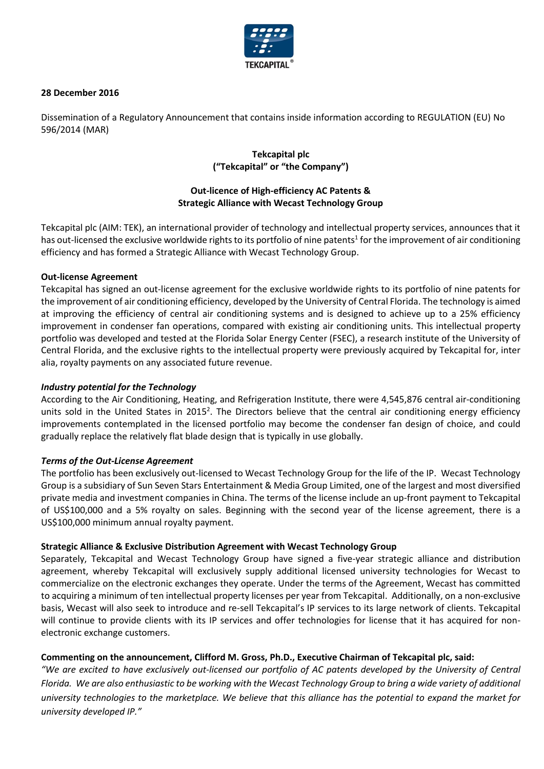**28 December 2016**

Dissemination of a Regulatory Announcement that contains inside information according to REGULATION (EU) No 596/2014 (MAR)

**Tekcapital plc**
**("Tekcapital" or "the Company")**

**Out-licence of High-efficiency AC Patents &**
**Strategic Alliance with Wecast Technology Group**

Tekcapital plc (AIM: TEK), an international provider of technology and intellectual property services, announces that it has out-licensed the exclusive worldwide rights to its portfolio of nine patents[1] for the improvement of air conditioning efficiency and has formed a Strategic Alliance with Wecast Technology Group.

**Out-license Agreement**

Tekcapital has signed an out-license agreement for the exclusive worldwide rights to its portfolio of nine patents for the improvement of air conditioning efficiency, developed by the University of Central Florida. The technology is aimed at improving the efficiency of central air conditioning systems and is designed to achieve up to a 25% efficiency improvement in condenser fan operations, compared with existing air conditioning units. This intellectual property portfolio was developed and tested at the Florida Solar Energy Center (FSEC), a research institute of the University of Central Florida, and the exclusive rights to the intellectual property were previously acquired by Tekcapital for, inter alia, royalty payments on any associated future revenue.

***Industry potential for the Technology***

According to the Air Conditioning, Heating, and Refrigeration Institute, there were 4,545,876 central air-conditioning units sold in the United States in 2015[2]. The Directors believe that the central air conditioning energy efficiency improvements contemplated in the licensed portfolio may become the condenser fan design of choice, and could gradually replace the relatively flat blade design that is typically in use globally.

***Terms of the Out-License Agreement***

The portfolio has been exclusively out-licensed to Wecast Technology Group for the life of the IP. Wecast Technology Group is a subsidiary of Sun Seven Stars Entertainment & Media Group Limited, one of the largest and most diversified private media and investment companies in China. The terms of the license include an up-front payment to Tekcapital of US$100,000 and a 5% royalty on sales. Beginning with the second year of the license agreement, there is a US$100,000 minimum annual royalty payment.

**Strategic Alliance & Exclusive Distribution Agreement with Wecast Technology Group**

Separately, Tekcapital and Wecast Technology Group have signed a five-year strategic alliance and distribution agreement, whereby Tekcapital will exclusively supply additional licensed university technologies for Wecast to commercialize on the electronic exchanges they operate. Under the terms of the Agreement, Wecast has committed to acquiring a minimum of ten intellectual property licenses per year from Tekcapital. Additionally, on a non-exclusive basis, Wecast will also seek to introduce and re-sell Tekcapital's IP services to its large network of clients. Tekcapital will continue to provide clients with its IP services and offer technologies for license that it has acquired for non-electronic exchange customers.

**Commenting on the announcement, Clifford M. Gross, Ph.D., Executive Chairman of Tekcapital plc, said:**

*"We are excited to have exclusively out-licensed our portfolio of AC patents developed by the University of Central Florida. We are also enthusiastic to be working with the Wecast Technology Group to bring a wide variety of additional university technologies to the marketplace. We believe that this alliance has the potential to expand the market for university developed IP."*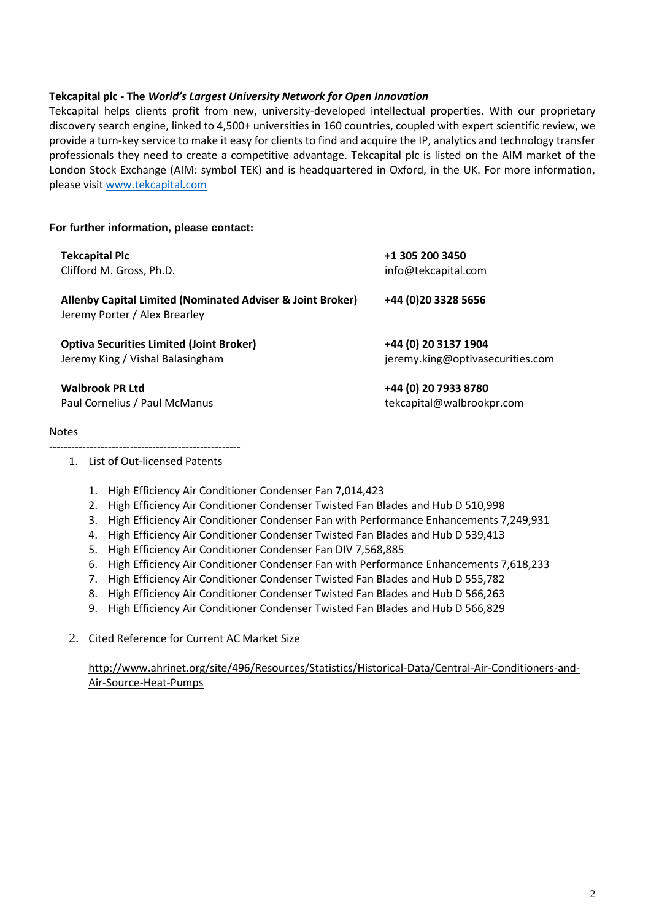**Tekcapital plc - The *World's Largest University Network for Open Innovation***

Tekcapital helps clients profit from new, university-developed intellectual properties. With our proprietary discovery search engine, linked to 4,500+ universities in 160 countries, coupled with expert scientific review, we provide a turn-key service to make it easy for clients to find and acquire the IP, analytics and technology transfer professionals they need to create a competitive advantage. Tekcapital plc is listed on the AIM market of the London Stock Exchange (AIM: symbol TEK) and is headquartered in Oxford, in the UK. For more information, please visit [www.tekcapital.com](http://www.tekcapital.com)

**For further information, please contact:**

| | |
|---|---|
| **Tekcapital Plc**<br>Clifford M. Gross, Ph.D. | **+1 305 200 3450**<br>info@tekcapital.com |
| **Allenby Capital Limited (Nominated Adviser & Joint Broker)**<br>Jeremy Porter / Alex Brearley | **+44 (0)20 3328 5656** |
| **Optiva Securities Limited (Joint Broker)**<br>Jeremy King / Vishal Balasingham | **+44 (0) 20 3137 1904**<br>jeremy.king@optivasecurities.com |
| **Walbrook PR Ltd**<br>Paul Cornelius / Paul McManus | **+44 (0) 20 7933 8780**<br>tekcapital@walbrookpr.com |

Notes

----------------------------------------------------

1. List of Out-licensed Patents

    1. High Efficiency Air Conditioner Condenser Fan 7,014,423
    2. High Efficiency Air Conditioner Condenser Twisted Fan Blades and Hub D 510,998
    3. High Efficiency Air Conditioner Condenser Fan with Performance Enhancements 7,249,931
    4. High Efficiency Air Conditioner Condenser Twisted Fan Blades and Hub D 539,413
    5. High Efficiency Air Conditioner Condenser Fan DIV 7,568,885
    6. High Efficiency Air Conditioner Condenser Fan with Performance Enhancements 7,618,233
    7. High Efficiency Air Conditioner Condenser Twisted Fan Blades and Hub D 555,782
    8. High Efficiency Air Conditioner Condenser Twisted Fan Blades and Hub D 566,263
    9. High Efficiency Air Conditioner Condenser Twisted Fan Blades and Hub D 566,829

2. Cited Reference for Current AC Market Size

    http://www.ahrinet.org/site/496/Resources/Statistics/Historical-Data/Central-Air-Conditioners-and-Air-Source-Heat-Pumps